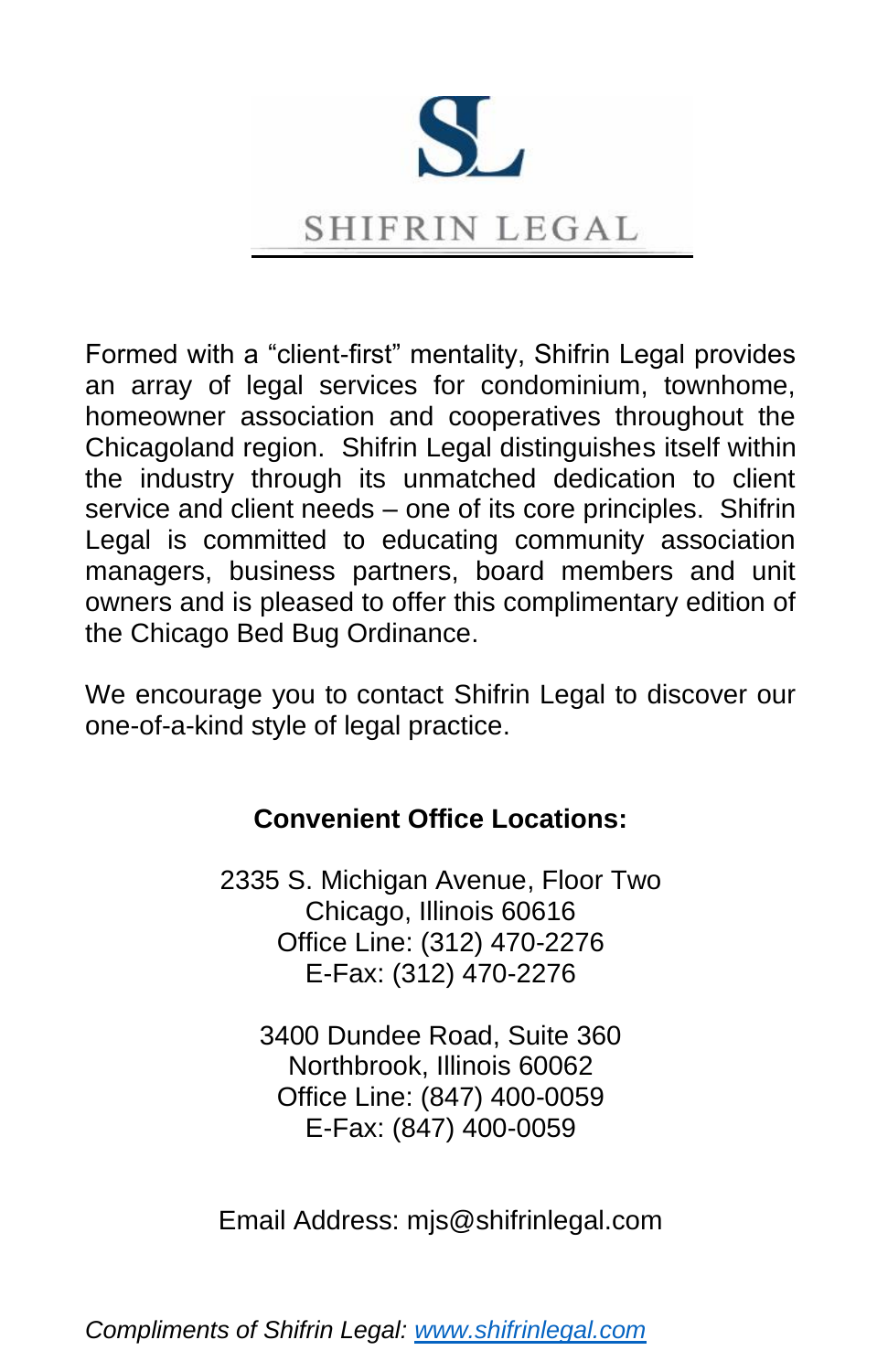# SHIFRIN LEGAL

Formed with a "client-first" mentality, Shifrin Legal provides an array of legal services for condominium, townhome, homeowner association and cooperatives throughout the Chicagoland region. Shifrin Legal distinguishes itself within the industry through its unmatched dedication to client service and client needs – one of its core principles. Shifrin Legal is committed to educating community association managers, business partners, board members and unit owners and is pleased to offer this complimentary edition of the Chicago Bed Bug Ordinance.

We encourage you to contact Shifrin Legal to discover our one-of-a-kind style of legal practice.

**Convenient Office Locations:**

2335 S. Michigan Avenue, Floor Two
Chicago, Illinois 60616
Office Line: (312) 470-2276
E-Fax: (312) 470-2276

3400 Dundee Road, Suite 360
Northbrook, Illinois 60062
Office Line: (847) 400-0059
E-Fax: (847) 400-0059

Email Address: mjs@shifrinlegal.com

*Compliments of Shifrin Legal: [www.shifrinlegal.com](http://www.shifrinlegal.com)*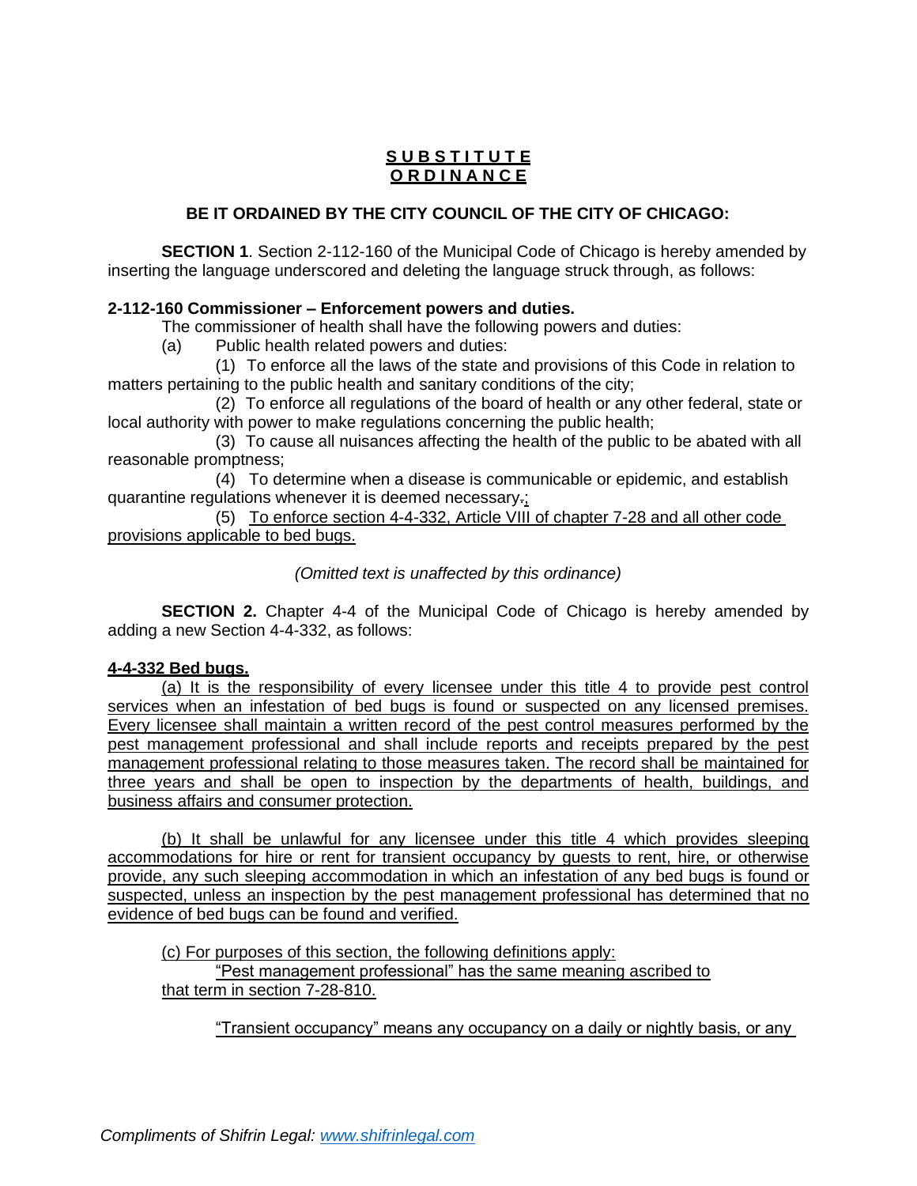**S U B S T I T U T E**
**O R D I N A N C E**

**BE IT ORDAINED BY THE CITY COUNCIL OF THE CITY OF CHICAGO:**

**SECTION 1**. Section 2-112-160 of the Municipal Code of Chicago is hereby amended by inserting the language underscored and deleting the language struck through, as follows:

**2-112-160 Commissioner – Enforcement powers and duties.**

The commissioner of health shall have the following powers and duties:

(a) Public health related powers and duties:

(1) To enforce all the laws of the state and provisions of this Code in relation to matters pertaining to the public health and sanitary conditions of the city;

(2) To enforce all regulations of the board of health or any other federal, state or local authority with power to make regulations concerning the public health;

(3) To cause all nuisances affecting the health of the public to be abated with all reasonable promptness;

(4) To determine when a disease is communicable or epidemic, and establish quarantine regulations whenever it is deemed necessary~~.~~;

(5) To enforce section 4-4-332, Article VIII of chapter 7-28 and all other code provisions applicable to bed bugs.

*(Omitted text is unaffected by this ordinance)*

**SECTION 2.** Chapter 4-4 of the Municipal Code of Chicago is hereby amended by adding a new Section 4-4-332, as follows:

**4-4-332 Bed bugs.**

(a) It is the responsibility of every licensee under this title 4 to provide pest control services when an infestation of bed bugs is found or suspected on any licensed premises. Every licensee shall maintain a written record of the pest control measures performed by the pest management professional and shall include reports and receipts prepared by the pest management professional relating to those measures taken. The record shall be maintained for three years and shall be open to inspection by the departments of health, buildings, and business affairs and consumer protection.

(b) It shall be unlawful for any licensee under this title 4 which provides sleeping accommodations for hire or rent for transient occupancy by guests to rent, hire, or otherwise provide, any such sleeping accommodation in which an infestation of any bed bugs is found or suspected, unless an inspection by the pest management professional has determined that no evidence of bed bugs can be found and verified.

(c) For purposes of this section, the following definitions apply:

"Pest management professional" has the same meaning ascribed to that term in section 7-28-810.

"Transient occupancy" means any occupancy on a daily or nightly basis, or any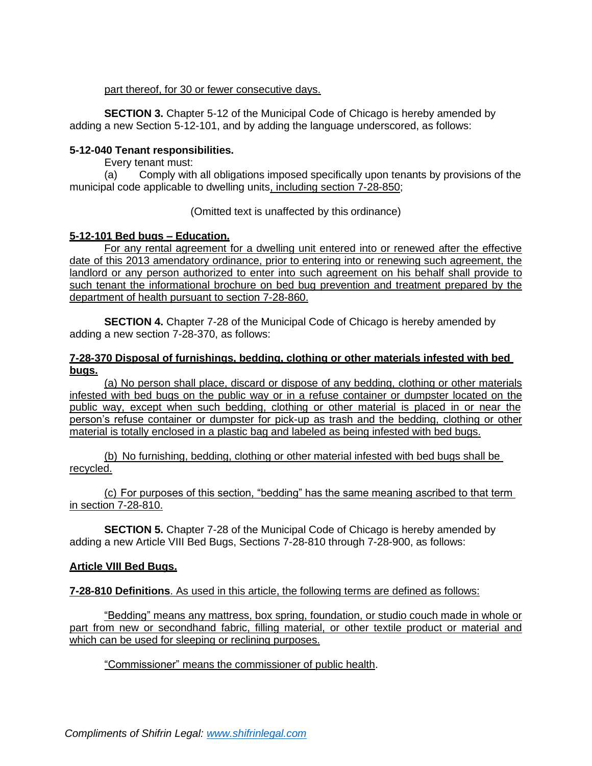part thereof, for 30 or fewer consecutive days.

**SECTION 3.** Chapter 5-12 of the Municipal Code of Chicago is hereby amended by adding a new Section 5-12-101, and by adding the language underscored, as follows:

**5-12-040 Tenant responsibilities.**

Every tenant must:

(a) Comply with all obligations imposed specifically upon tenants by provisions of the municipal code applicable to dwelling units, including section 7-28-850;

(Omitted text is unaffected by this ordinance)

**5-12-101 Bed bugs – Education.**

For any rental agreement for a dwelling unit entered into or renewed after the effective date of this 2013 amendatory ordinance, prior to entering into or renewing such agreement, the landlord or any person authorized to enter into such agreement on his behalf shall provide to such tenant the informational brochure on bed bug prevention and treatment prepared by the department of health pursuant to section 7-28-860.

**SECTION 4.** Chapter 7-28 of the Municipal Code of Chicago is hereby amended by adding a new section 7-28-370, as follows:

**7-28-370 Disposal of furnishings, bedding, clothing or other materials infested with bed bugs.**

(a) No person shall place, discard or dispose of any bedding, clothing or other materials infested with bed bugs on the public way or in a refuse container or dumpster located on the public way, except when such bedding, clothing or other material is placed in or near the person's refuse container or dumpster for pick-up as trash and the bedding, clothing or other material is totally enclosed in a plastic bag and labeled as being infested with bed bugs.

(b) No furnishing, bedding, clothing or other material infested with bed bugs shall be recycled.

(c) For purposes of this section, "bedding" has the same meaning ascribed to that term in section 7-28-810.

**SECTION 5.** Chapter 7-28 of the Municipal Code of Chicago is hereby amended by adding a new Article VIII Bed Bugs, Sections 7-28-810 through 7-28-900, as follows:

**Article VIII Bed Bugs.**

**7-28-810 Definitions**. As used in this article, the following terms are defined as follows:

"Bedding" means any mattress, box spring, foundation, or studio couch made in whole or part from new or secondhand fabric, filling material, or other textile product or material and which can be used for sleeping or reclining purposes.

"Commissioner" means the commissioner of public health.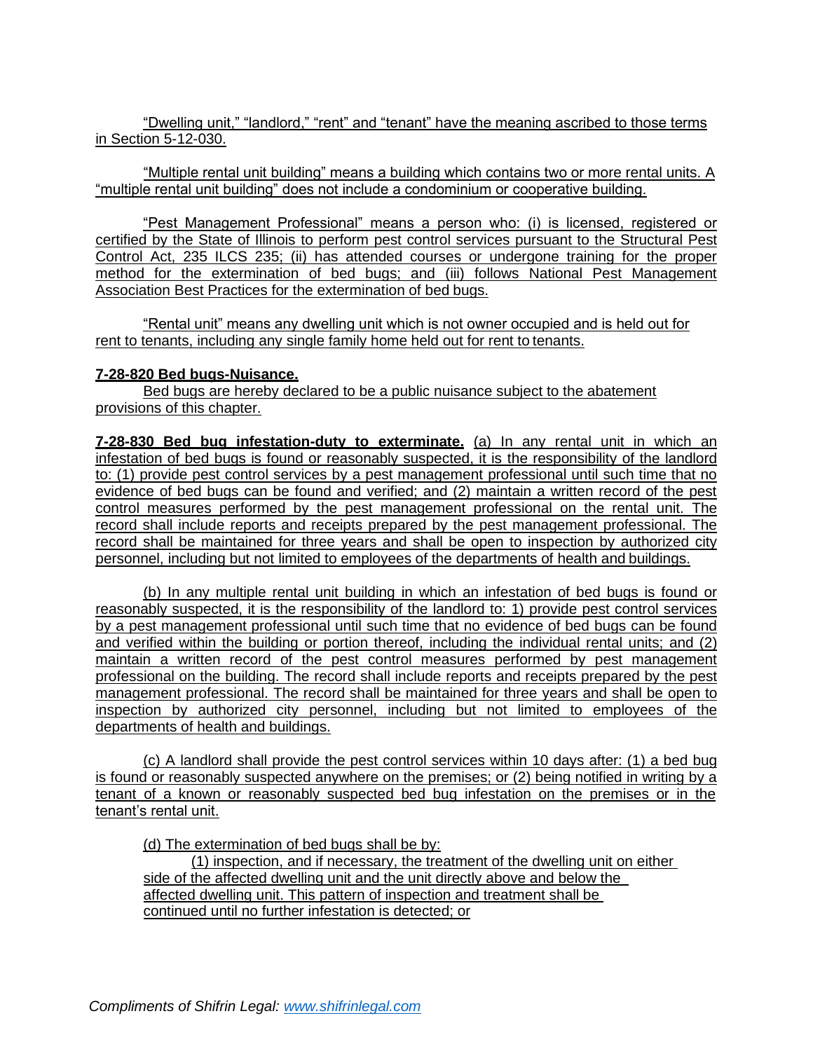"Dwelling unit," "landlord," "rent" and "tenant" have the meaning ascribed to those terms in Section 5-12-030.

"Multiple rental unit building" means a building which contains two or more rental units. A "multiple rental unit building" does not include a condominium or cooperative building.

"Pest Management Professional" means a person who: (i) is licensed, registered or certified by the State of Illinois to perform pest control services pursuant to the Structural Pest Control Act, 235 ILCS 235; (ii) has attended courses or undergone training for the proper method for the extermination of bed bugs; and (iii) follows National Pest Management Association Best Practices for the extermination of bed bugs.

"Rental unit" means any dwelling unit which is not owner occupied and is held out for rent to tenants, including any single family home held out for rent to tenants.

**7-28-820 Bed bugs-Nuisance.**
Bed bugs are hereby declared to be a public nuisance subject to the abatement provisions of this chapter.

**7-28-830 Bed bug infestation-duty to exterminate.** (a) In any rental unit in which an infestation of bed bugs is found or reasonably suspected, it is the responsibility of the landlord to: (1) provide pest control services by a pest management professional until such time that no evidence of bed bugs can be found and verified; and (2) maintain a written record of the pest control measures performed by the pest management professional on the rental unit. The record shall include reports and receipts prepared by the pest management professional. The record shall be maintained for three years and shall be open to inspection by authorized city personnel, including but not limited to employees of the departments of health and buildings.

(b) In any multiple rental unit building in which an infestation of bed bugs is found or reasonably suspected, it is the responsibility of the landlord to: 1) provide pest control services by a pest management professional until such time that no evidence of bed bugs can be found and verified within the building or portion thereof, including the individual rental units; and (2) maintain a written record of the pest control measures performed by pest management professional on the building. The record shall include reports and receipts prepared by the pest management professional. The record shall be maintained for three years and shall be open to inspection by authorized city personnel, including but not limited to employees of the departments of health and buildings.

(c) A landlord shall provide the pest control services within 10 days after: (1) a bed bug is found or reasonably suspected anywhere on the premises; or (2) being notified in writing by a tenant of a known or reasonably suspected bed bug infestation on the premises or in the tenant's rental unit.

(d) The extermination of bed bugs shall be by:

(1) inspection, and if necessary, the treatment of the dwelling unit on either side of the affected dwelling unit and the unit directly above and below the affected dwelling unit. This pattern of inspection and treatment shall be continued until no further infestation is detected; or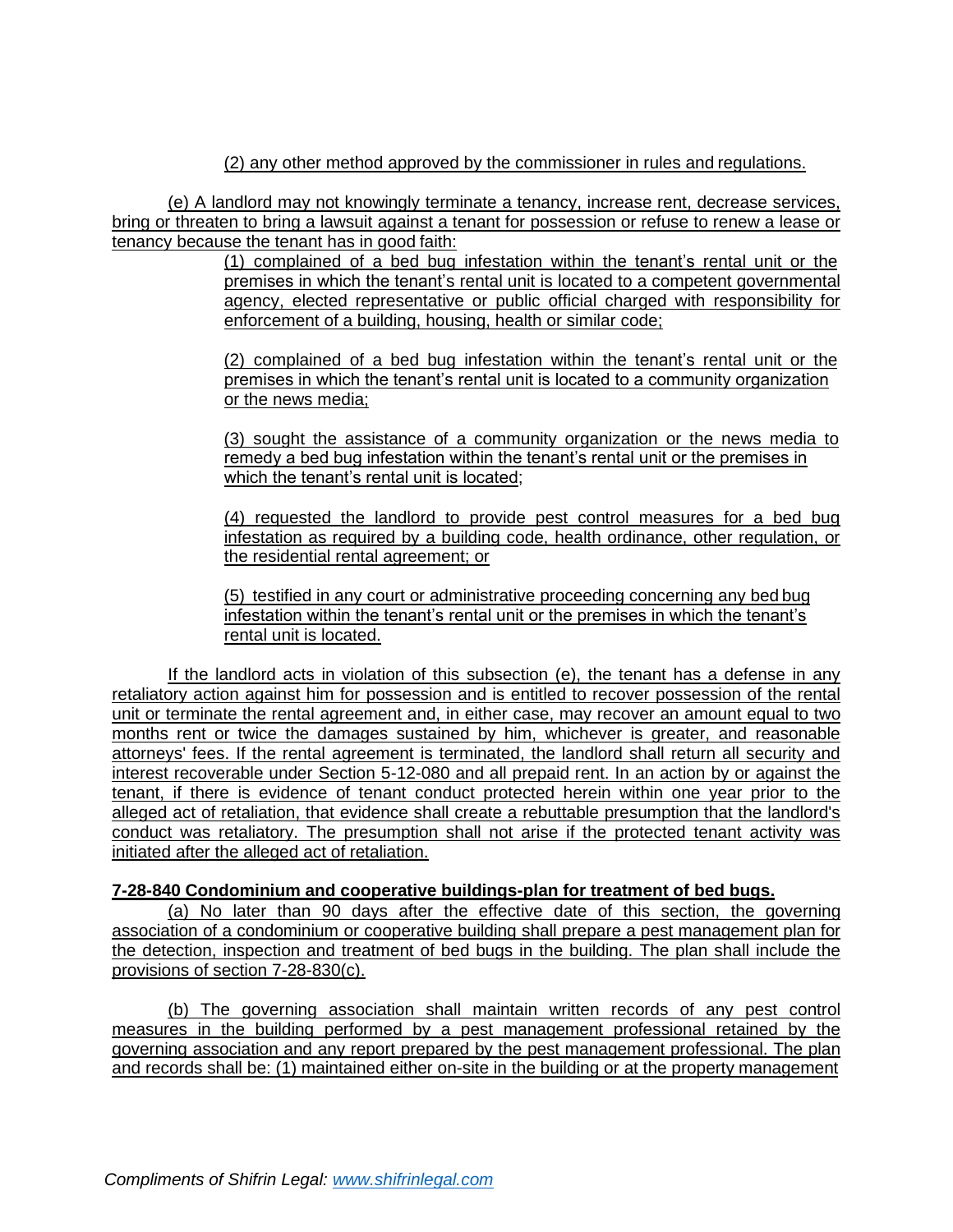(2) any other method approved by the commissioner in rules and regulations.

(e) A landlord may not knowingly terminate a tenancy, increase rent, decrease services, bring or threaten to bring a lawsuit against a tenant for possession or refuse to renew a lease or tenancy because the tenant has in good faith:

(1) complained of a bed bug infestation within the tenant's rental unit or the premises in which the tenant's rental unit is located to a competent governmental agency, elected representative or public official charged with responsibility for enforcement of a building, housing, health or similar code;

(2) complained of a bed bug infestation within the tenant's rental unit or the premises in which the tenant's rental unit is located to a community organization or the news media;

(3) sought the assistance of a community organization or the news media to remedy a bed bug infestation within the tenant's rental unit or the premises in which the tenant's rental unit is located;

(4) requested the landlord to provide pest control measures for a bed bug infestation as required by a building code, health ordinance, other regulation, or the residential rental agreement; or

(5) testified in any court or administrative proceeding concerning any bed bug infestation within the tenant's rental unit or the premises in which the tenant's rental unit is located.

If the landlord acts in violation of this subsection (e), the tenant has a defense in any retaliatory action against him for possession and is entitled to recover possession of the rental unit or terminate the rental agreement and, in either case, may recover an amount equal to two months rent or twice the damages sustained by him, whichever is greater, and reasonable attorneys' fees. If the rental agreement is terminated, the landlord shall return all security and interest recoverable under Section 5-12-080 and all prepaid rent. In an action by or against the tenant, if there is evidence of tenant conduct protected herein within one year prior to the alleged act of retaliation, that evidence shall create a rebuttable presumption that the landlord's conduct was retaliatory. The presumption shall not arise if the protected tenant activity was initiated after the alleged act of retaliation.

**7-28-840 Condominium and cooperative buildings-plan for treatment of bed bugs.**

(a) No later than 90 days after the effective date of this section, the governing association of a condominium or cooperative building shall prepare a pest management plan for the detection, inspection and treatment of bed bugs in the building. The plan shall include the provisions of section 7-28-830(c).

(b) The governing association shall maintain written records of any pest control measures in the building performed by a pest management professional retained by the governing association and any report prepared by the pest management professional. The plan and records shall be: (1) maintained either on-site in the building or at the property management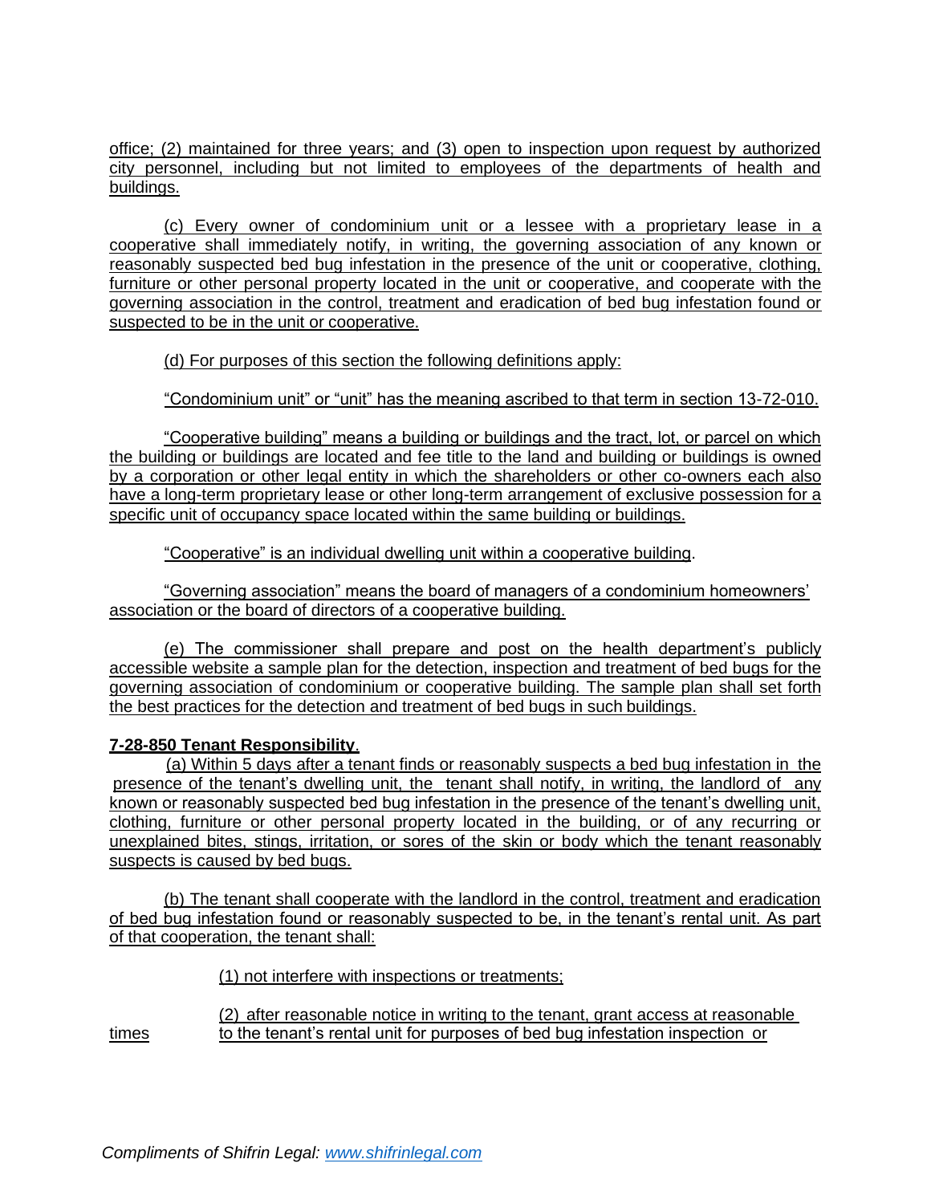office; (2) maintained for three years; and (3) open to inspection upon request by authorized city personnel, including but not limited to employees of the departments of health and buildings.

(c) Every owner of condominium unit or a lessee with a proprietary lease in a cooperative shall immediately notify, in writing, the governing association of any known or reasonably suspected bed bug infestation in the presence of the unit or cooperative, clothing, furniture or other personal property located in the unit or cooperative, and cooperate with the governing association in the control, treatment and eradication of bed bug infestation found or suspected to be in the unit or cooperative.

(d) For purposes of this section the following definitions apply:

"Condominium unit" or "unit" has the meaning ascribed to that term in section 13-72-010.

"Cooperative building" means a building or buildings and the tract, lot, or parcel on which the building or buildings are located and fee title to the land and building or buildings is owned by a corporation or other legal entity in which the shareholders or other co-owners each also have a long-term proprietary lease or other long-term arrangement of exclusive possession for a specific unit of occupancy space located within the same building or buildings.

"Cooperative" is an individual dwelling unit within a cooperative building.

"Governing association" means the board of managers of a condominium homeowners' association or the board of directors of a cooperative building.

(e) The commissioner shall prepare and post on the health department's publicly accessible website a sample plan for the detection, inspection and treatment of bed bugs for the governing association of condominium or cooperative building. The sample plan shall set forth the best practices for the detection and treatment of bed bugs in such buildings.

**7-28-850 Tenant Responsibility.**

(a) Within 5 days after a tenant finds or reasonably suspects a bed bug infestation in the presence of the tenant's dwelling unit, the tenant shall notify, in writing, the landlord of any known or reasonably suspected bed bug infestation in the presence of the tenant's dwelling unit, clothing, furniture or other personal property located in the building, or of any recurring or unexplained bites, stings, irritation, or sores of the skin or body which the tenant reasonably suspects is caused by bed bugs.

(b) The tenant shall cooperate with the landlord in the control, treatment and eradication of bed bug infestation found or reasonably suspected to be, in the tenant's rental unit. As part of that cooperation, the tenant shall:

(1) not interfere with inspections or treatments;

(2) after reasonable notice in writing to the tenant, grant access at reasonable times to the tenant's rental unit for purposes of bed bug infestation inspection or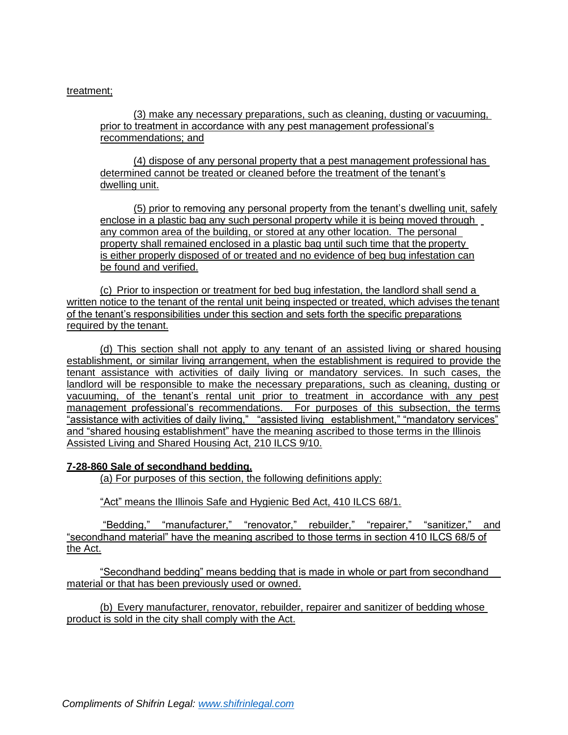treatment;

(3) make any necessary preparations, such as cleaning, dusting or vacuuming, prior to treatment in accordance with any pest management professional's recommendations; and

(4) dispose of any personal property that a pest management professional has determined cannot be treated or cleaned before the treatment of the tenant's dwelling unit.

(5) prior to removing any personal property from the tenant's dwelling unit, safely enclose in a plastic bag any such personal property while it is being moved through any common area of the building, or stored at any other location. The personal property shall remained enclosed in a plastic bag until such time that the property is either properly disposed of or treated and no evidence of beg bug infestation can be found and verified.

(c) Prior to inspection or treatment for bed bug infestation, the landlord shall send a written notice to the tenant of the rental unit being inspected or treated, which advises the tenant of the tenant's responsibilities under this section and sets forth the specific preparations required by the tenant.

(d) This section shall not apply to any tenant of an assisted living or shared housing establishment, or similar living arrangement, when the establishment is required to provide the tenant assistance with activities of daily living or mandatory services. In such cases, the landlord will be responsible to make the necessary preparations, such as cleaning, dusting or vacuuming, of the tenant's rental unit prior to treatment in accordance with any pest management professional's recommendations. For purposes of this subsection, the terms "assistance with activities of daily living," "assisted living establishment," "mandatory services" and "shared housing establishment" have the meaning ascribed to those terms in the Illinois Assisted Living and Shared Housing Act, 210 ILCS 9/10.

**7-28-860 Sale of secondhand bedding.**

(a) For purposes of this section, the following definitions apply:

"Act" means the Illinois Safe and Hygienic Bed Act, 410 ILCS 68/1.

"Bedding," "manufacturer," "renovator," rebuilder," "repairer," "sanitizer," and "secondhand material" have the meaning ascribed to those terms in section 410 ILCS 68/5 of the Act.

"Secondhand bedding" means bedding that is made in whole or part from secondhand material or that has been previously used or owned.

(b) Every manufacturer, renovator, rebuilder, repairer and sanitizer of bedding whose product is sold in the city shall comply with the Act.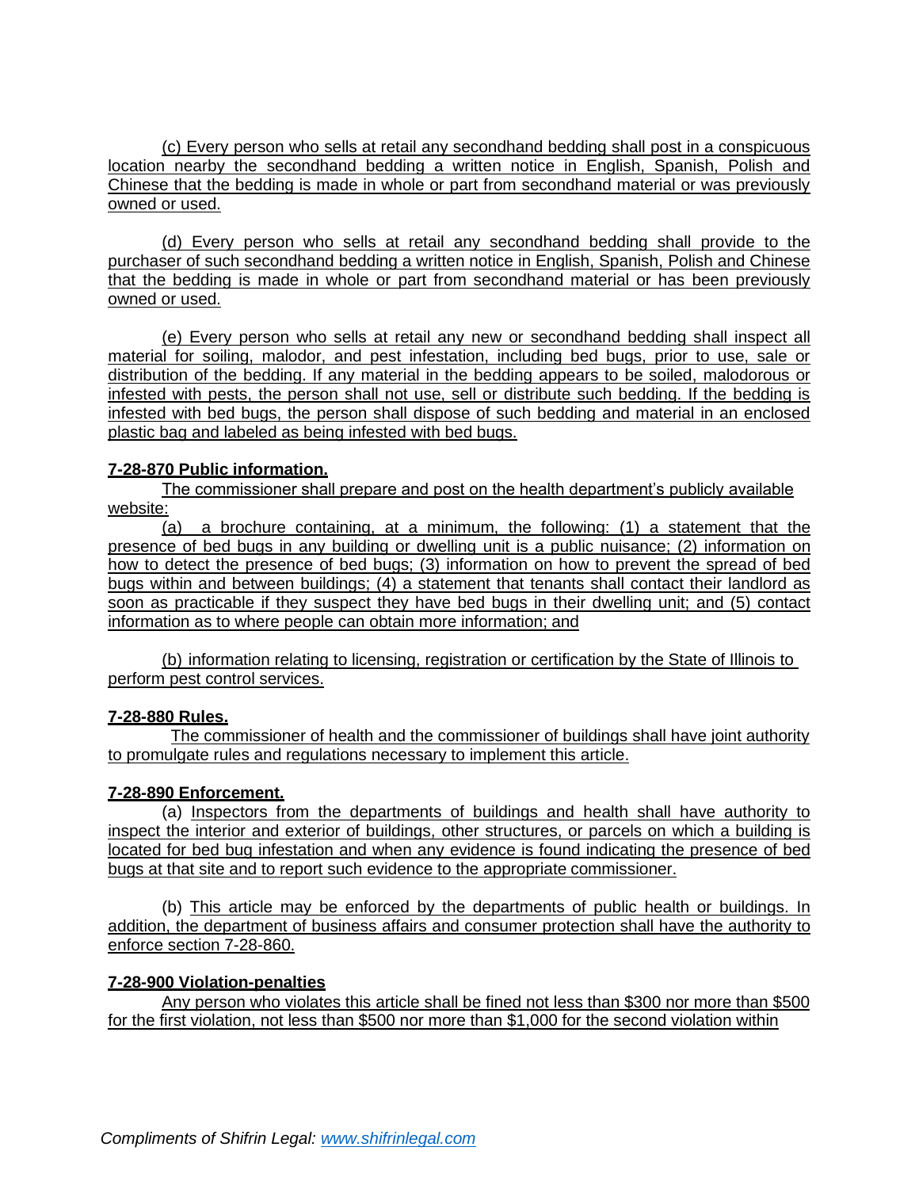(c) Every person who sells at retail any secondhand bedding shall post in a conspicuous location nearby the secondhand bedding a written notice in English, Spanish, Polish and Chinese that the bedding is made in whole or part from secondhand material or was previously owned or used.

(d) Every person who sells at retail any secondhand bedding shall provide to the purchaser of such secondhand bedding a written notice in English, Spanish, Polish and Chinese that the bedding is made in whole or part from secondhand material or has been previously owned or used.

(e) Every person who sells at retail any new or secondhand bedding shall inspect all material for soiling, malodor, and pest infestation, including bed bugs, prior to use, sale or distribution of the bedding. If any material in the bedding appears to be soiled, malodorous or infested with pests, the person shall not use, sell or distribute such bedding. If the bedding is infested with bed bugs, the person shall dispose of such bedding and material in an enclosed plastic bag and labeled as being infested with bed bugs.

**7-28-870 Public information.**

The commissioner shall prepare and post on the health department's publicly available website:

(a) a brochure containing, at a minimum, the following: (1) a statement that the presence of bed bugs in any building or dwelling unit is a public nuisance; (2) information on how to detect the presence of bed bugs; (3) information on how to prevent the spread of bed bugs within and between buildings; (4) a statement that tenants shall contact their landlord as soon as practicable if they suspect they have bed bugs in their dwelling unit; and (5) contact information as to where people can obtain more information; and

(b) information relating to licensing, registration or certification by the State of Illinois to perform pest control services.

**7-28-880 Rules.**

The commissioner of health and the commissioner of buildings shall have joint authority to promulgate rules and regulations necessary to implement this article.

**7-28-890 Enforcement.**

(a) Inspectors from the departments of buildings and health shall have authority to inspect the interior and exterior of buildings, other structures, or parcels on which a building is located for bed bug infestation and when any evidence is found indicating the presence of bed bugs at that site and to report such evidence to the appropriate commissioner.

(b) This article may be enforced by the departments of public health or buildings. In addition, the department of business affairs and consumer protection shall have the authority to enforce section 7-28-860.

**7-28-900 Violation-penalties**

Any person who violates this article shall be fined not less than $300 nor more than $500 for the first violation, not less than $500 nor more than $1,000 for the second violation within

*Compliments of Shifrin Legal: www.shifrinlegal.com*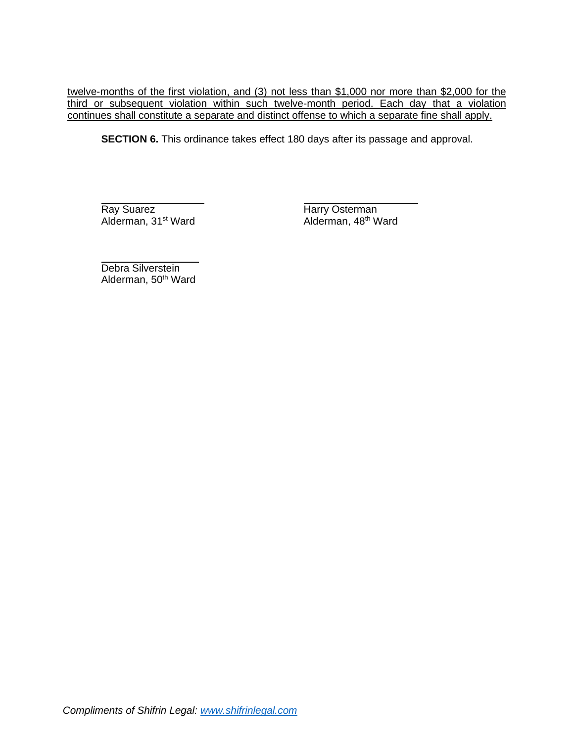twelve-months of the first violation, and (3) not less than $1,000 nor more than $2,000 for the third or subsequent violation within such twelve-month period. Each day that a violation continues shall constitute a separate and distinct offense to which a separate fine shall apply.

**SECTION 6.** This ordinance takes effect 180 days after its passage and approval.

| | |
|---|---|
| Ray Suarez<br>Alderman, 31st Ward | Harry Osterman<br>Alderman, 48th Ward |
| Debra Silverstein<br>Alderman, 50th Ward | |

*Compliments of Shifrin Legal: [www.shifrinlegal.com](http://www.shifrinlegal.com)*